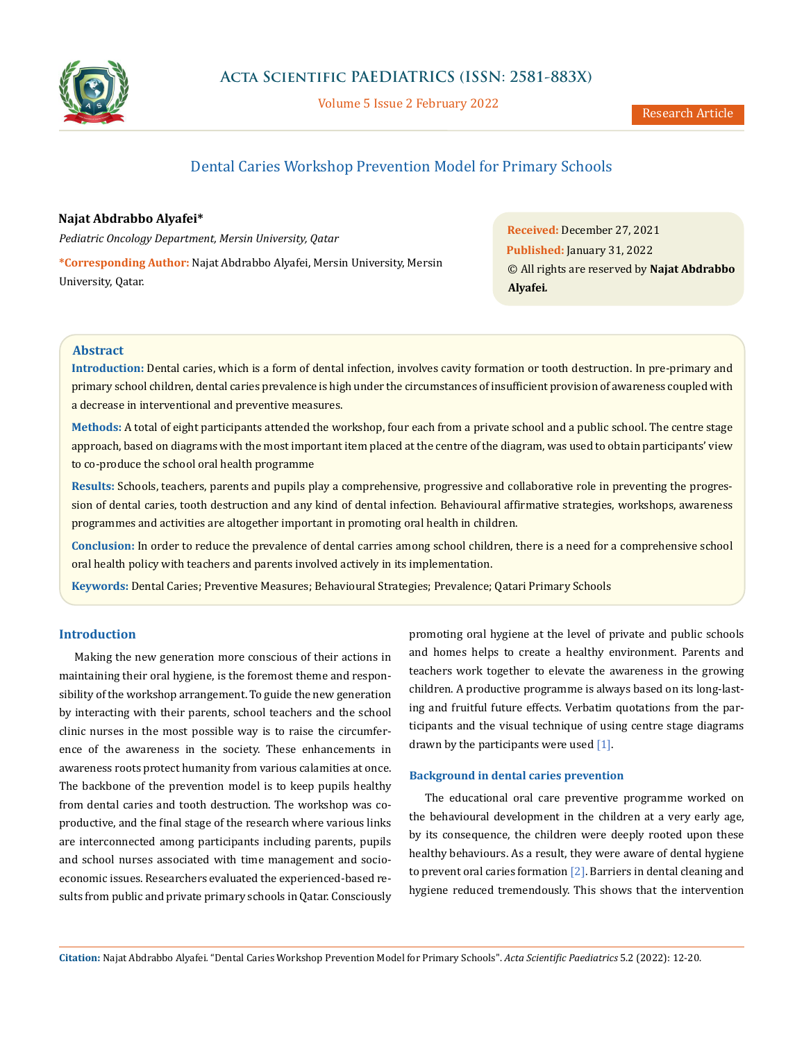# Dental Caries Workshop Prevention Model for Primary Schools

**Najat Abdrabbo Alyafei***

*Pediatric Oncology Department, Mersin University, Qatar*

**\*Corresponding Author:** Najat Abdrabbo Alyafei, Mersin University, Mersin University, Qatar.

**Received:** December 27, 2021
**Published:** January 31, 2022
© All rights are reserved by **Najat Abdrabbo Alyafei.**

## Abstract

**Introduction:** Dental caries, which is a form of dental infection, involves cavity formation or tooth destruction. In pre-primary and primary school children, dental caries prevalence is high under the circumstances of insufficient provision of awareness coupled with a decrease in interventional and preventive measures.

**Methods:** A total of eight participants attended the workshop, four each from a private school and a public school. The centre stage approach, based on diagrams with the most important item placed at the centre of the diagram, was used to obtain participants' view to co-produce the school oral health programme

**Results:** Schools, teachers, parents and pupils play a comprehensive, progressive and collaborative role in preventing the progression of dental caries, tooth destruction and any kind of dental infection. Behavioural affirmative strategies, workshops, awareness programmes and activities are altogether important in promoting oral health in children.

**Conclusion:** In order to reduce the prevalence of dental carries among school children, there is a need for a comprehensive school oral health policy with teachers and parents involved actively in its implementation.

**Keywords:** Dental Caries; Preventive Measures; Behavioural Strategies; Prevalence; Qatari Primary Schools

## Introduction

Making the new generation more conscious of their actions in maintaining their oral hygiene, is the foremost theme and responsibility of the workshop arrangement. To guide the new generation by interacting with their parents, school teachers and the school clinic nurses in the most possible way is to raise the circumference of the awareness in the society. These enhancements in awareness roots protect humanity from various calamities at once. The backbone of the prevention model is to keep pupils healthy from dental caries and tooth destruction. The workshop was co-productive, and the final stage of the research where various links are interconnected among participants including parents, pupils and school nurses associated with time management and socio-economic issues. Researchers evaluated the experienced-based results from public and private primary schools in Qatar. Consciously promoting oral hygiene at the level of private and public schools and homes helps to create a healthy environment. Parents and teachers work together to elevate the awareness in the growing children. A productive programme is always based on its long-lasting and fruitful future effects. Verbatim quotations from the participants and the visual technique of using centre stage diagrams drawn by the participants were used [1].

### Background in dental caries prevention

The educational oral care preventive programme worked on the behavioural development in the children at a very early age, by its consequence, the children were deeply rooted upon these healthy behaviours. As a result, they were aware of dental hygiene to prevent oral caries formation [2]. Barriers in dental cleaning and hygiene reduced tremendously. This shows that the intervention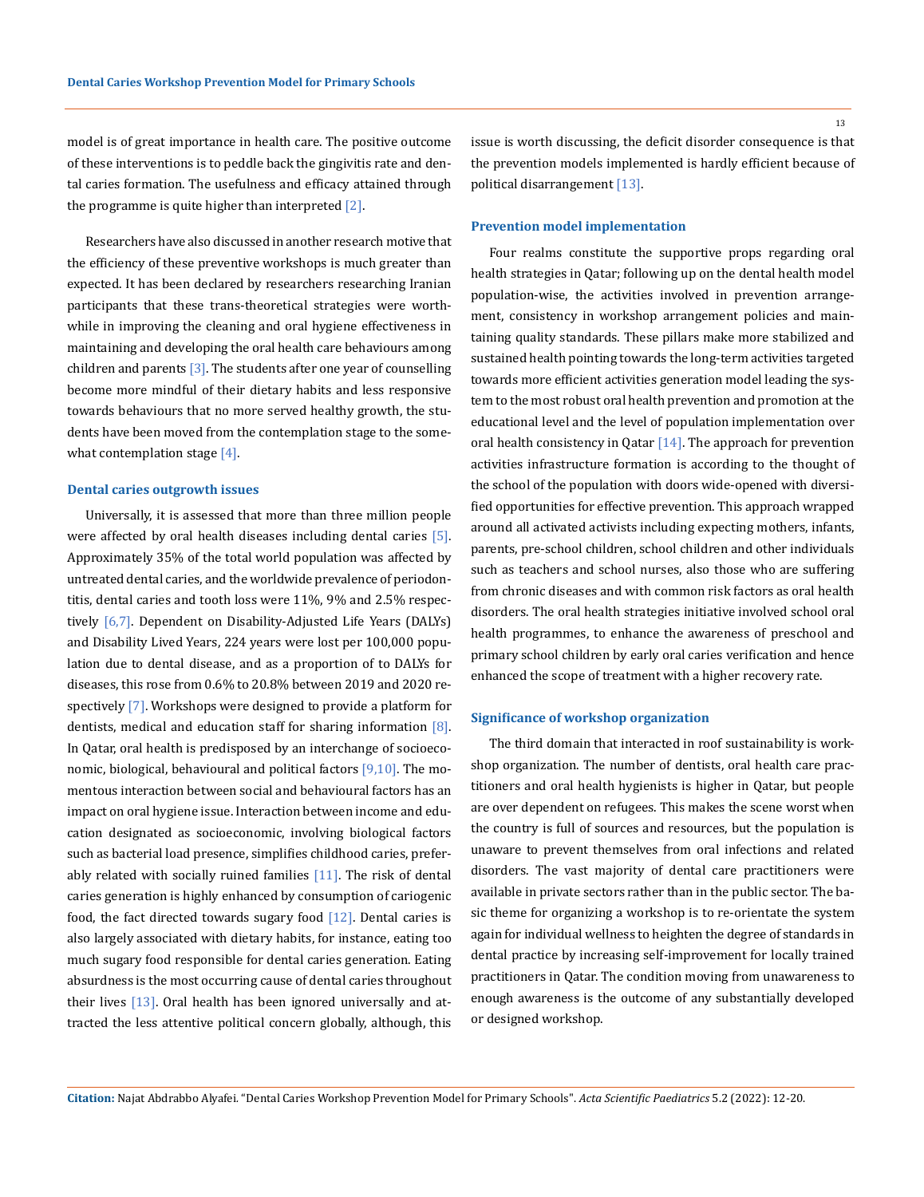model is of great importance in health care. The positive outcome of these interventions is to peddle back the gingivitis rate and dental caries formation. The usefulness and efficacy attained through the programme is quite higher than interpreted [2].

Researchers have also discussed in another research motive that the efficiency of these preventive workshops is much greater than expected. It has been declared by researchers researching Iranian participants that these trans-theoretical strategies were worthwhile in improving the cleaning and oral hygiene effectiveness in maintaining and developing the oral health care behaviours among children and parents [3]. The students after one year of counselling become more mindful of their dietary habits and less responsive towards behaviours that no more served healthy growth, the students have been moved from the contemplation stage to the somewhat contemplation stage [4].

### Dental caries outgrowth issues

Universally, it is assessed that more than three million people were affected by oral health diseases including dental caries [5]. Approximately 35% of the total world population was affected by untreated dental caries, and the worldwide prevalence of periodontitis, dental caries and tooth loss were 11%, 9% and 2.5% respectively [6,7]. Dependent on Disability-Adjusted Life Years (DALYs) and Disability Lived Years, 224 years were lost per 100,000 population due to dental disease, and as a proportion of to DALYs for diseases, this rose from 0.6% to 20.8% between 2019 and 2020 respectively [7]. Workshops were designed to provide a platform for dentists, medical and education staff for sharing information [8]. In Qatar, oral health is predisposed by an interchange of socioeconomic, biological, behavioural and political factors [9,10]. The momentous interaction between social and behavioural factors has an impact on oral hygiene issue. Interaction between income and education designated as socioeconomic, involving biological factors such as bacterial load presence, simplifies childhood caries, preferably related with socially ruined families [11]. The risk of dental caries generation is highly enhanced by consumption of cariogenic food, the fact directed towards sugary food [12]. Dental caries is also largely associated with dietary habits, for instance, eating too much sugary food responsible for dental caries generation. Eating absurdness is the most occurring cause of dental caries throughout their lives [13]. Oral health has been ignored universally and attracted the less attentive political concern globally, although, this issue is worth discussing, the deficit disorder consequence is that the prevention models implemented is hardly efficient because of political disarrangement [13].

### Prevention model implementation

Four realms constitute the supportive props regarding oral health strategies in Qatar; following up on the dental health model population-wise, the activities involved in prevention arrangement, consistency in workshop arrangement policies and maintaining quality standards. These pillars make more stabilized and sustained health pointing towards the long-term activities targeted towards more efficient activities generation model leading the system to the most robust oral health prevention and promotion at the educational level and the level of population implementation over oral health consistency in Qatar [14]. The approach for prevention activities infrastructure formation is according to the thought of the school of the population with doors wide-opened with diversified opportunities for effective prevention. This approach wrapped around all activated activists including expecting mothers, infants, parents, pre-school children, school children and other individuals such as teachers and school nurses, also those who are suffering from chronic diseases and with common risk factors as oral health disorders. The oral health strategies initiative involved school oral health programmes, to enhance the awareness of preschool and primary school children by early oral caries verification and hence enhanced the scope of treatment with a higher recovery rate.

### Significance of workshop organization

The third domain that interacted in roof sustainability is workshop organization. The number of dentists, oral health care practitioners and oral health hygienists is higher in Qatar, but people are over dependent on refugees. This makes the scene worst when the country is full of sources and resources, but the population is unaware to prevent themselves from oral infections and related disorders. The vast majority of dental care practitioners were available in private sectors rather than in the public sector. The basic theme for organizing a workshop is to re-orientate the system again for individual wellness to heighten the degree of standards in dental practice by increasing self-improvement for locally trained practitioners in Qatar. The condition moving from unawareness to enough awareness is the outcome of any substantially developed or designed workshop.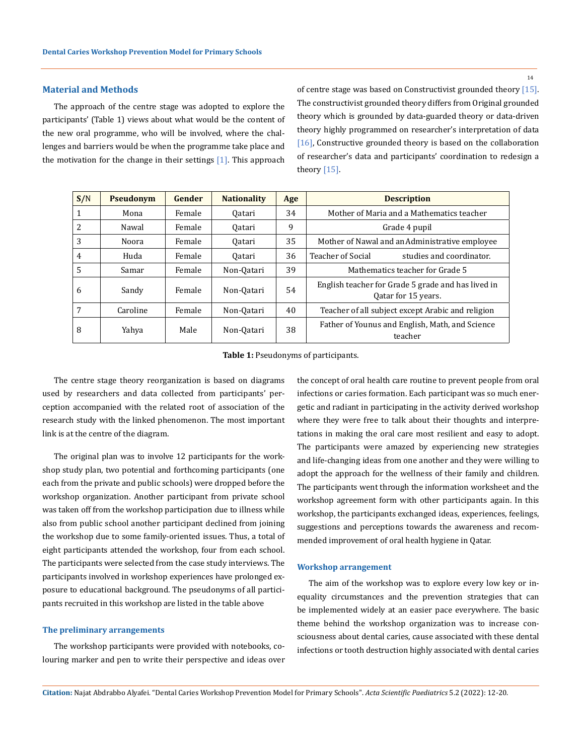## Material and Methods

The approach of the centre stage was adopted to explore the participants' (Table 1) views about what would be the content of the new oral programme, who will be involved, where the challenges and barriers would be when the programme take place and the motivation for the change in their settings [1]. This approach of centre stage was based on Constructivist grounded theory [15]. The constructivist grounded theory differs from Original grounded theory which is grounded by data-guarded theory or data-driven theory highly programmed on researcher's interpretation of data [16], Constructive grounded theory is based on the collaboration of researcher's data and participants' coordination to redesign a theory [15].

| S/N | Pseudonym | Gender | Nationality | Age | Description |
|---|---|---|---|---|---|
| 1 | Mona | Female | Qatari | 34 | Mother of Maria and a Mathematics teacher |
| 2 | Nawal | Female | Qatari | 9 | Grade 4 pupil |
| 3 | Noora | Female | Qatari | 35 | Mother of Nawal and an Administrative employee |
| 4 | Huda | Female | Qatari | 36 | Teacher of Social studies and coordinator. |
| 5 | Samar | Female | Non-Qatari | 39 | Mathematics teacher for Grade 5 |
| 6 | Sandy | Female | Non-Qatari | 54 | English teacher for Grade 5 grade and has lived in Qatar for 15 years. |
| 7 | Caroline | Female | Non-Qatari | 40 | Teacher of all subject except Arabic and religion |
| 8 | Yahya | Male | Non-Qatari | 38 | Father of Younus and English, Math, and Science teacher |

**Table 1:** Pseudonyms of participants.

The centre stage theory reorganization is based on diagrams used by researchers and data collected from participants' perception accompanied with the related root of association of the research study with the linked phenomenon. The most important link is at the centre of the diagram.

The original plan was to involve 12 participants for the workshop study plan, two potential and forthcoming participants (one each from the private and public schools) were dropped before the workshop organization. Another participant from private school was taken off from the workshop participation due to illness while also from public school another participant declined from joining the workshop due to some family-oriented issues. Thus, a total of eight participants attended the workshop, four from each school. The participants were selected from the case study interviews. The participants involved in workshop experiences have prolonged exposure to educational background. The pseudonyms of all participants recruited in this workshop are listed in the table above

### The preliminary arrangements

The workshop participants were provided with notebooks, colouring marker and pen to write their perspective and ideas over the concept of oral health care routine to prevent people from oral infections or caries formation. Each participant was so much energetic and radiant in participating in the activity derived workshop where they were free to talk about their thoughts and interpretations in making the oral care most resilient and easy to adopt. The participants were amazed by experiencing new strategies and life-changing ideas from one another and they were willing to adopt the approach for the wellness of their family and children. The participants went through the information worksheet and the workshop agreement form with other participants again. In this workshop, the participants exchanged ideas, experiences, feelings, suggestions and perceptions towards the awareness and recommended improvement of oral health hygiene in Qatar.

### Workshop arrangement

The aim of the workshop was to explore every low key or inequality circumstances and the prevention strategies that can be implemented widely at an easier pace everywhere. The basic theme behind the workshop organization was to increase consciousness about dental caries, cause associated with these dental infections or tooth destruction highly associated with dental caries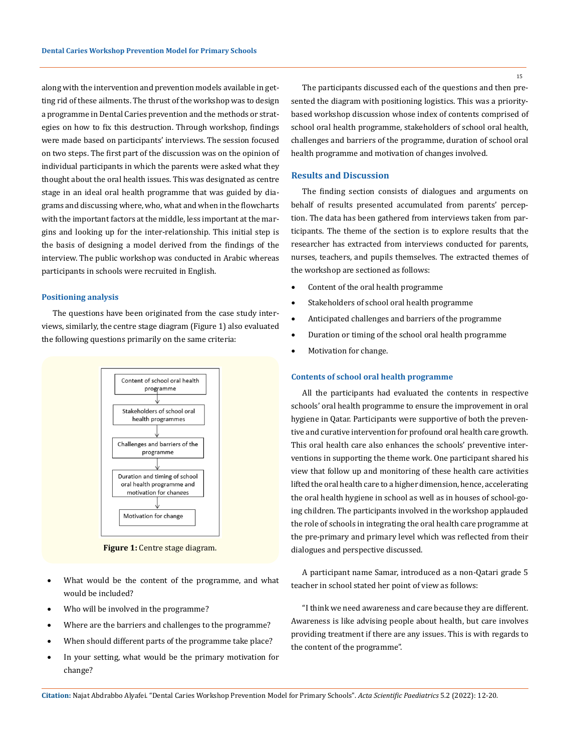along with the intervention and prevention models available in getting rid of these ailments. The thrust of the workshop was to design a programme in Dental Caries prevention and the methods or strategies on how to fix this destruction. Through workshop, findings were made based on participants' interviews. The session focused on two steps. The first part of the discussion was on the opinion of individual participants in which the parents were asked what they thought about the oral health issues. This was designated as centre stage in an ideal oral health programme that was guided by diagrams and discussing where, who, what and when in the flowcharts with the important factors at the middle, less important at the margins and looking up for the inter-relationship. This initial step is the basis of designing a model derived from the findings of the interview. The public workshop was conducted in Arabic whereas participants in schools were recruited in English.

### Positioning analysis

The questions have been originated from the case study interviews, similarly, the centre stage diagram (Figure 1) also evaluated the following questions primarily on the same criteria:

Content of school oral health programme
↓
Stakeholders of school oral health programmes
↓
Challenges and barriers of the programme
↓
Duration and timing of school oral health programme and motivation for chanees
↓
Motivation for change

**Figure 1:** Centre stage diagram.

- What would be the content of the programme, and what would be included?
- Who will be involved in the programme?
- Where are the barriers and challenges to the programme?
- When should different parts of the programme take place?
- In your setting, what would be the primary motivation for change?

The participants discussed each of the questions and then presented the diagram with positioning logistics. This was a priority-based workshop discussion whose index of contents comprised of school oral health programme, stakeholders of school oral health, challenges and barriers of the programme, duration of school oral health programme and motivation of changes involved.

## Results and Discussion

The finding section consists of dialogues and arguments on behalf of results presented accumulated from parents' perception. The data has been gathered from interviews taken from participants. The theme of the section is to explore results that the researcher has extracted from interviews conducted for parents, nurses, teachers, and pupils themselves. The extracted themes of the workshop are sectioned as follows:

- Content of the oral health programme
- Stakeholders of school oral health programme
- Anticipated challenges and barriers of the programme
- Duration or timing of the school oral health programme
- Motivation for change.

### Contents of school oral health programme

All the participants had evaluated the contents in respective schools' oral health programme to ensure the improvement in oral hygiene in Qatar. Participants were supportive of both the preventive and curative intervention for profound oral health care growth. This oral health care also enhances the schools' preventive interventions in supporting the theme work. One participant shared his view that follow up and monitoring of these health care activities lifted the oral health care to a higher dimension, hence, accelerating the oral health hygiene in school as well as in houses of school-going children. The participants involved in the workshop applauded the role of schools in integrating the oral health care programme at the pre-primary and primary level which was reflected from their dialogues and perspective discussed.

A participant name Samar, introduced as a non-Qatari grade 5 teacher in school stated her point of view as follows:

"I think we need awareness and care because they are different. Awareness is like advising people about health, but care involves providing treatment if there are any issues. This is with regards to the content of the programme".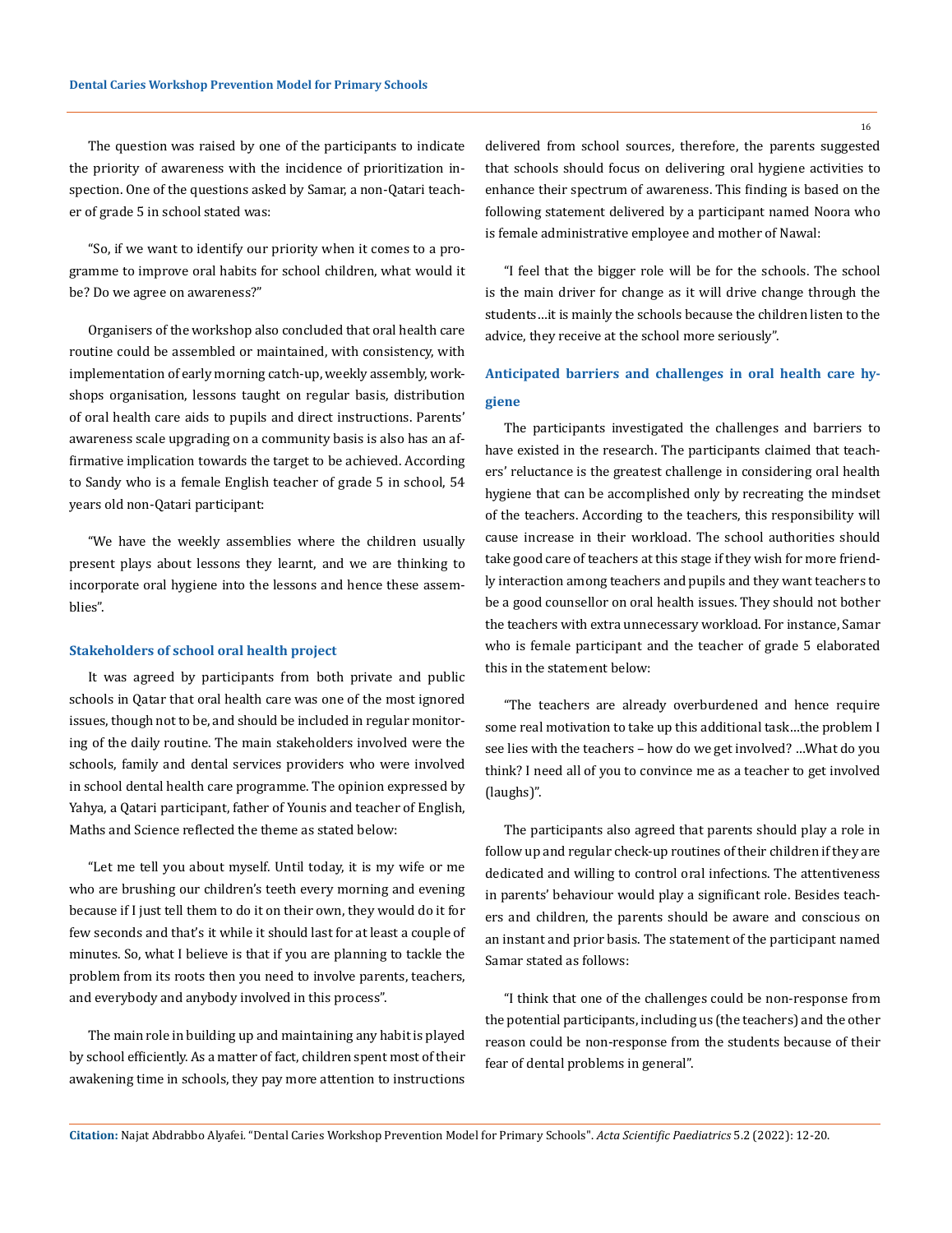The question was raised by one of the participants to indicate the priority of awareness with the incidence of prioritization inspection. One of the questions asked by Samar, a non-Qatari teacher of grade 5 in school stated was:

"So, if we want to identify our priority when it comes to a programme to improve oral habits for school children, what would it be? Do we agree on awareness?"

Organisers of the workshop also concluded that oral health care routine could be assembled or maintained, with consistency, with implementation of early morning catch-up, weekly assembly, workshops organisation, lessons taught on regular basis, distribution of oral health care aids to pupils and direct instructions. Parents' awareness scale upgrading on a community basis is also has an affirmative implication towards the target to be achieved. According to Sandy who is a female English teacher of grade 5 in school, 54 years old non-Qatari participant:

"We have the weekly assemblies where the children usually present plays about lessons they learnt, and we are thinking to incorporate oral hygiene into the lessons and hence these assemblies".

#### Stakeholders of school oral health project

It was agreed by participants from both private and public schools in Qatar that oral health care was one of the most ignored issues, though not to be, and should be included in regular monitoring of the daily routine. The main stakeholders involved were the schools, family and dental services providers who were involved in school dental health care programme. The opinion expressed by Yahya, a Qatari participant, father of Younis and teacher of English, Maths and Science reflected the theme as stated below:

"Let me tell you about myself. Until today, it is my wife or me who are brushing our children's teeth every morning and evening because if I just tell them to do it on their own, they would do it for few seconds and that's it while it should last for at least a couple of minutes. So, what I believe is that if you are planning to tackle the problem from its roots then you need to involve parents, teachers, and everybody and anybody involved in this process".

The main role in building up and maintaining any habit is played by school efficiently. As a matter of fact, children spent most of their awakening time in schools, they pay more attention to instructions delivered from school sources, therefore, the parents suggested that schools should focus on delivering oral hygiene activities to enhance their spectrum of awareness. This finding is based on the following statement delivered by a participant named Noora who is female administrative employee and mother of Nawal:

"I feel that the bigger role will be for the schools. The school is the main driver for change as it will drive change through the students…it is mainly the schools because the children listen to the advice, they receive at the school more seriously".

#### Anticipated barriers and challenges in oral health care hygiene

The participants investigated the challenges and barriers to have existed in the research. The participants claimed that teachers' reluctance is the greatest challenge in considering oral health hygiene that can be accomplished only by recreating the mindset of the teachers. According to the teachers, this responsibility will cause increase in their workload. The school authorities should take good care of teachers at this stage if they wish for more friendly interaction among teachers and pupils and they want teachers to be a good counsellor on oral health issues. They should not bother the teachers with extra unnecessary workload. For instance, Samar who is female participant and the teacher of grade 5 elaborated this in the statement below:

"The teachers are already overburdened and hence require some real motivation to take up this additional task…the problem I see lies with the teachers – how do we get involved? …What do you think? I need all of you to convince me as a teacher to get involved (laughs)".

The participants also agreed that parents should play a role in follow up and regular check-up routines of their children if they are dedicated and willing to control oral infections. The attentiveness in parents' behaviour would play a significant role. Besides teachers and children, the parents should be aware and conscious on an instant and prior basis. The statement of the participant named Samar stated as follows:

"I think that one of the challenges could be non-response from the potential participants, including us (the teachers) and the other reason could be non-response from the students because of their fear of dental problems in general".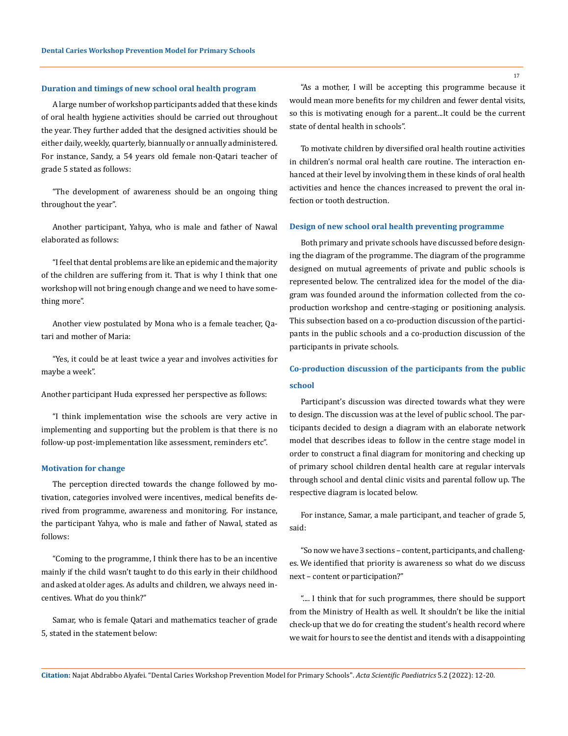### Duration and timings of new school oral health program

A large number of workshop participants added that these kinds of oral health hygiene activities should be carried out throughout the year. They further added that the designed activities should be either daily, weekly, quarterly, biannually or annually administered. For instance, Sandy, a 54 years old female non-Qatari teacher of grade 5 stated as follows:

"The development of awareness should be an ongoing thing throughout the year".

Another participant, Yahya, who is male and father of Nawal elaborated as follows:

"I feel that dental problems are like an epidemic and the majority of the children are suffering from it. That is why I think that one workshop will not bring enough change and we need to have something more".

Another view postulated by Mona who is a female teacher, Qatari and mother of Maria:

"Yes, it could be at least twice a year and involves activities for maybe a week".

Another participant Huda expressed her perspective as follows:

"I think implementation wise the schools are very active in implementing and supporting but the problem is that there is no follow-up post-implementation like assessment, reminders etc".

### Motivation for change

The perception directed towards the change followed by motivation, categories involved were incentives, medical benefits derived from programme, awareness and monitoring. For instance, the participant Yahya, who is male and father of Nawal, stated as follows:

"Coming to the programme, I think there has to be an incentive mainly if the child wasn't taught to do this early in their childhood and asked at older ages. As adults and children, we always need incentives. What do you think?"

Samar, who is female Qatari and mathematics teacher of grade 5, stated in the statement below:

"As a mother, I will be accepting this programme because it would mean more benefits for my children and fewer dental visits, so this is motivating enough for a parent...It could be the current state of dental health in schools".

To motivate children by diversified oral health routine activities in children's normal oral health care routine. The interaction enhanced at their level by involving them in these kinds of oral health activities and hence the chances increased to prevent the oral infection or tooth destruction.

### Design of new school oral health preventing programme

Both primary and private schools have discussed before designing the diagram of the programme. The diagram of the programme designed on mutual agreements of private and public schools is represented below. The centralized idea for the model of the diagram was founded around the information collected from the co-production workshop and centre-staging or positioning analysis. This subsection based on a co-production discussion of the participants in the public schools and a co-production discussion of the participants in private schools.

### Co-production discussion of the participants from the public school

Participant's discussion was directed towards what they were to design. The discussion was at the level of public school. The participants decided to design a diagram with an elaborate network model that describes ideas to follow in the centre stage model in order to construct a final diagram for monitoring and checking up of primary school children dental health care at regular intervals through school and dental clinic visits and parental follow up. The respective diagram is located below.

For instance, Samar, a male participant, and teacher of grade 5, said:

"So now we have 3 sections – content, participants, and challenges. We identified that priority is awareness so what do we discuss next – content or participation?"

".... I think that for such programmes, there should be support from the Ministry of Health as well. It shouldn't be like the initial check-up that we do for creating the student's health record where we wait for hours to see the dentist and itends with a disappointing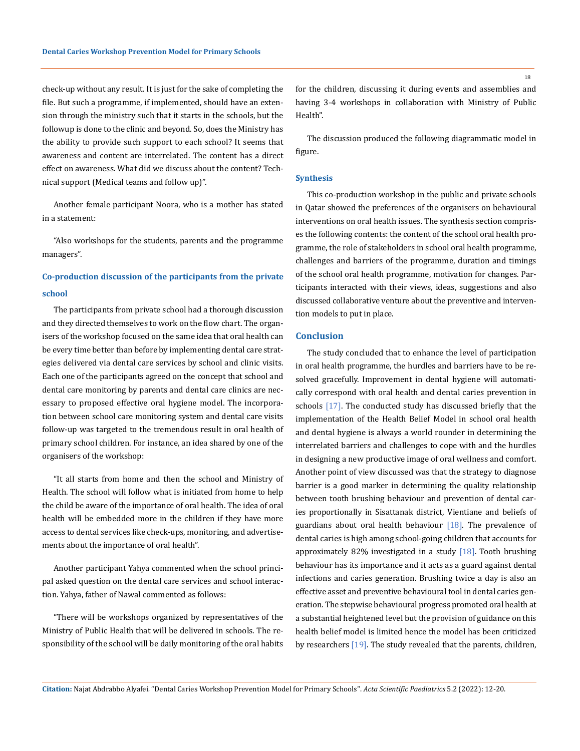check-up without any result. It is just for the sake of completing the file. But such a programme, if implemented, should have an extension through the ministry such that it starts in the schools, but the followup is done to the clinic and beyond. So, does the Ministry has the ability to provide such support to each school? It seems that awareness and content are interrelated. The content has a direct effect on awareness. What did we discuss about the content? Technical support (Medical teams and follow up)".

Another female participant Noora, who is a mother has stated in a statement:

"Also workshops for the students, parents and the programme managers".

### Co-production discussion of the participants from the private school

The participants from private school had a thorough discussion and they directed themselves to work on the flow chart. The organisers of the workshop focused on the same idea that oral health can be every time better than before by implementing dental care strategies delivered via dental care services by school and clinic visits. Each one of the participants agreed on the concept that school and dental care monitoring by parents and dental care clinics are necessary to proposed effective oral hygiene model. The incorporation between school care monitoring system and dental care visits follow-up was targeted to the tremendous result in oral health of primary school children. For instance, an idea shared by one of the organisers of the workshop:

"It all starts from home and then the school and Ministry of Health. The school will follow what is initiated from home to help the child be aware of the importance of oral health. The idea of oral health will be embedded more in the children if they have more access to dental services like check-ups, monitoring, and advertisements about the importance of oral health".

Another participant Yahya commented when the school principal asked question on the dental care services and school interaction. Yahya, father of Nawal commented as follows:

"There will be workshops organized by representatives of the Ministry of Public Health that will be delivered in schools. The responsibility of the school will be daily monitoring of the oral habits for the children, discussing it during events and assemblies and having 3-4 workshops in collaboration with Ministry of Public Health".

The discussion produced the following diagrammatic model in figure.

### Synthesis

This co-production workshop in the public and private schools in Qatar showed the preferences of the organisers on behavioural interventions on oral health issues. The synthesis section comprises the following contents: the content of the school oral health programme, the role of stakeholders in school oral health programme, challenges and barriers of the programme, duration and timings of the school oral health programme, motivation for changes. Participants interacted with their views, ideas, suggestions and also discussed collaborative venture about the preventive and intervention models to put in place.

## Conclusion

The study concluded that to enhance the level of participation in oral health programme, the hurdles and barriers have to be resolved gracefully. Improvement in dental hygiene will automatically correspond with oral health and dental caries prevention in schools [17]. The conducted study has discussed briefly that the implementation of the Health Belief Model in school oral health and dental hygiene is always a world rounder in determining the interrelated barriers and challenges to cope with and the hurdles in designing a new productive image of oral wellness and comfort. Another point of view discussed was that the strategy to diagnose barrier is a good marker in determining the quality relationship between tooth brushing behaviour and prevention of dental caries proportionally in Sisattanak district, Vientiane and beliefs of guardians about oral health behaviour [18]. The prevalence of dental caries is high among school-going children that accounts for approximately 82% investigated in a study [18]. Tooth brushing behaviour has its importance and it acts as a guard against dental infections and caries generation. Brushing twice a day is also an effective asset and preventive behavioural tool in dental caries generation. The stepwise behavioural progress promoted oral health at a substantial heightened level but the provision of guidance on this health belief model is limited hence the model has been criticized by researchers [19]. The study revealed that the parents, children,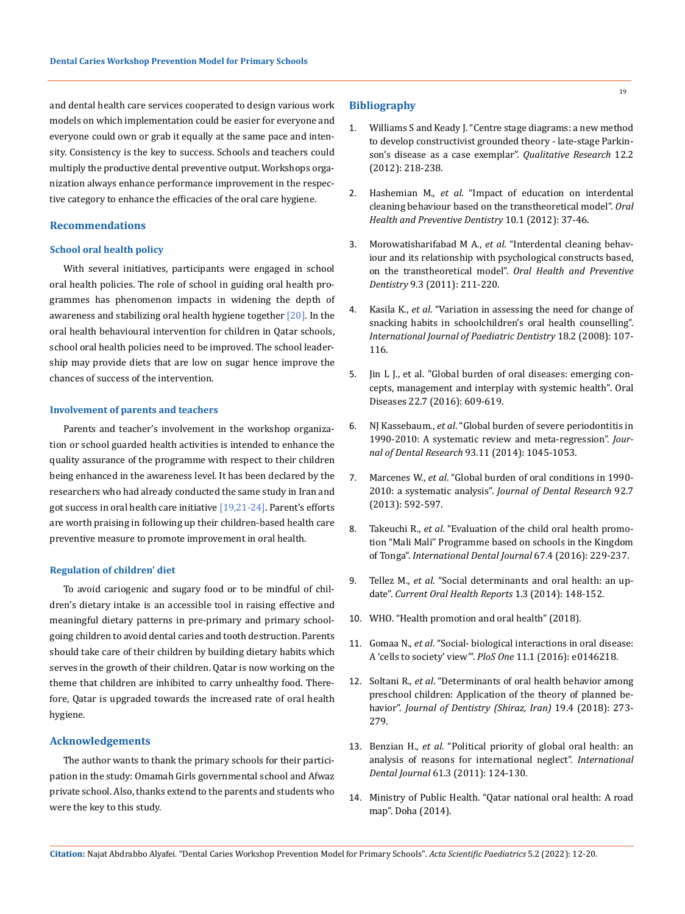and dental health care services cooperated to design various work models on which implementation could be easier for everyone and everyone could own or grab it equally at the same pace and intensity. Consistency is the key to success. Schools and teachers could multiply the productive dental preventive output. Workshops organization always enhance performance improvement in the respective category to enhance the efficacies of the oral care hygiene.

## Recommendations

### School oral health policy

With several initiatives, participants were engaged in school oral health policies. The role of school in guiding oral health programmes has phenomenon impacts in widening the depth of awareness and stabilizing oral health hygiene together [20]. In the oral health behavioural intervention for children in Qatar schools, school oral health policies need to be improved. The school leadership may provide diets that are low on sugar hence improve the chances of success of the intervention.

### Involvement of parents and teachers

Parents and teacher's involvement in the workshop organization or school guarded health activities is intended to enhance the quality assurance of the programme with respect to their children being enhanced in the awareness level. It has been declared by the researchers who had already conducted the same study in Iran and got success in oral health care initiative [19,21-24]. Parent's efforts are worth praising in following up their children-based health care preventive measure to promote improvement in oral health.

### Regulation of children' diet

To avoid cariogenic and sugary food or to be mindful of children's dietary intake is an accessible tool in raising effective and meaningful dietary patterns in pre-primary and primary school-going children to avoid dental caries and tooth destruction. Parents should take care of their children by building dietary habits which serves in the growth of their children. Qatar is now working on the theme that children are inhibited to carry unhealthy food. Therefore, Qatar is upgraded towards the increased rate of oral health hygiene.

## Acknowledgements

The author wants to thank the primary schools for their participation in the study: Omamah Girls governmental school and Afwaz private school. Also, thanks extend to the parents and students who were the key to this study.

## Bibliography

1. Williams S and Keady J. "Centre stage diagrams: a new method to develop constructivist grounded theory - late-stage Parkinson's disease as a case exemplar". *Qualitative Research* 12.2 (2012): 218-238.
2. Hashemian M., *et al*. "Impact of education on interdental cleaning behaviour based on the transtheoretical model". *Oral Health and Preventive Dentistry* 10.1 (2012): 37-46.
3. Morowatisharifabad M A., *et al*. "Interdental cleaning behaviour and its relationship with psychological constructs based, on the transtheoretical model". *Oral Health and Preventive Dentistry* 9.3 (2011): 211-220.
4. Kasila K., *et al*. "Variation in assessing the need for change of snacking habits in schoolchildren's oral health counselling". *International Journal of Paediatric Dentistry* 18.2 (2008): 107-116.
5. Jin L J., et al. "Global burden of oral diseases: emerging concepts, management and interplay with systemic health". Oral Diseases 22.7 (2016): 609-619.
6. NJ Kassebaum., *et al*. "Global burden of severe periodontitis in 1990-2010: A systematic review and meta-regression". *Journal of Dental Research* 93.11 (2014): 1045-1053.
7. Marcenes W., *et al*. "Global burden of oral conditions in 1990-2010: a systematic analysis". *Journal of Dental Research* 92.7 (2013): 592-597.
8. Takeuchi R., *et al*. "Evaluation of the child oral health promotion "Mali Mali" Programme based on schools in the Kingdom of Tonga". *International Dental Journal* 67.4 (2016): 229-237.
9. Tellez M., *et al*. "Social determinants and oral health: an update". *Current Oral Health Reports* 1.3 (2014): 148-152.
10. WHO. "Health promotion and oral health" (2018).
11. Gomaa N., *et al*. "Social- biological interactions in oral disease: A 'cells to society' view'". *PloS One* 11.1 (2016): e0146218.
12. Soltani R., *et al*. "Determinants of oral health behavior among preschool children: Application of the theory of planned behavior". *Journal of Dentistry (Shiraz, Iran)* 19.4 (2018): 273-279.
13. Benzian H., *et al*. "Political priority of global oral health: an analysis of reasons for international neglect". *International Dental Journal* 61.3 (2011): 124-130.
14. Ministry of Public Health. "Qatar national oral health: A road map". Doha (2014).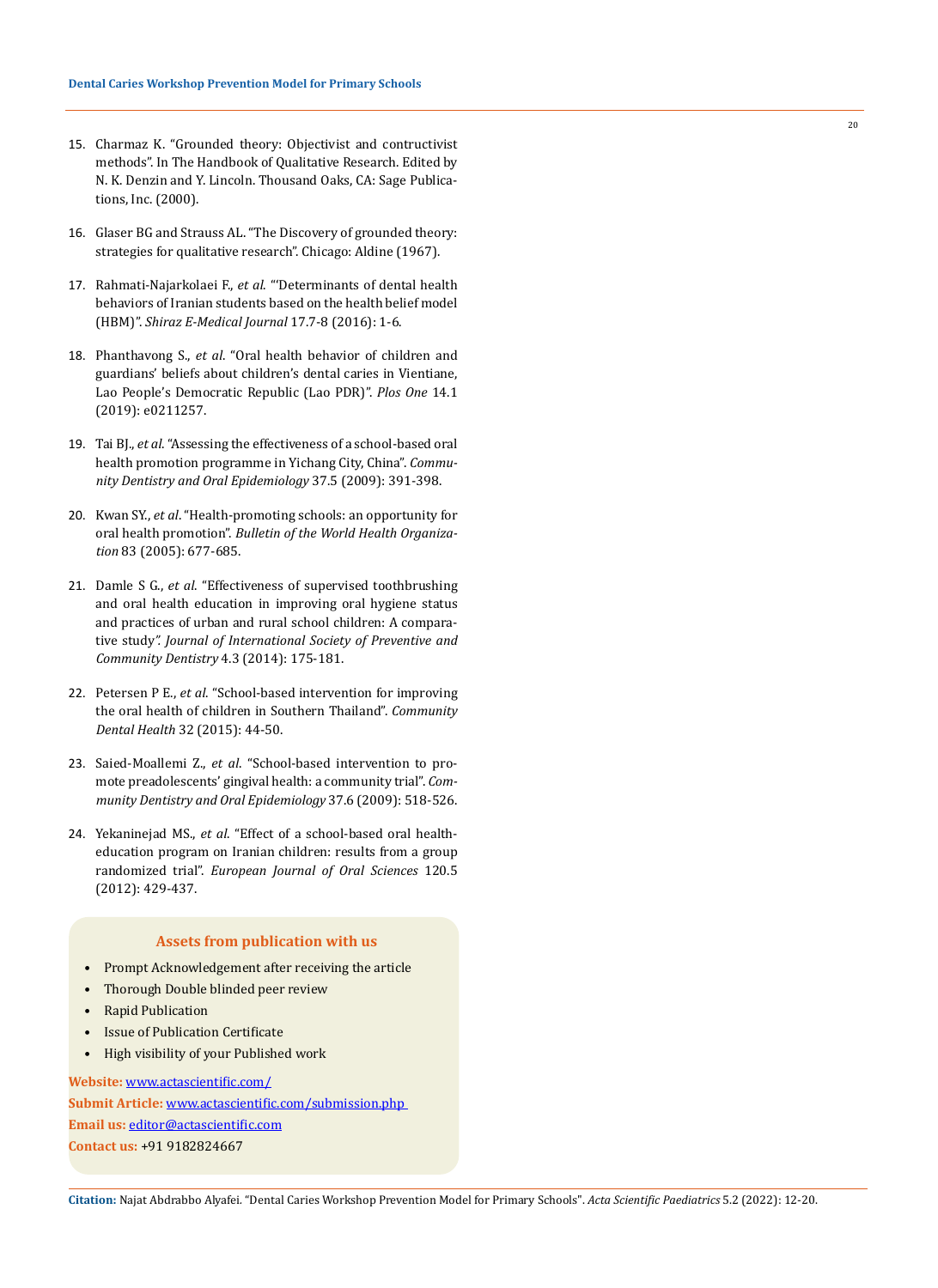15. Charmaz K. "Grounded theory: Objectivist and contructivist methods". In The Handbook of Qualitative Research. Edited by N. K. Denzin and Y. Lincoln. Thousand Oaks, CA: Sage Publications, Inc. (2000).

16. Glaser BG and Strauss AL. "The Discovery of grounded theory: strategies for qualitative research". Chicago: Aldine (1967).

17. Rahmati-Najarkolaei F., *et al.* "'Determinants of dental health behaviors of Iranian students based on the health belief model (HBM)". *Shiraz E-Medical Journal* 17.7-8 (2016): 1-6.

18. Phanthavong S., *et al*. "Oral health behavior of children and guardians' beliefs about children's dental caries in Vientiane, Lao People's Democratic Republic (Lao PDR)". *Plos One* 14.1 (2019): e0211257.

19. Tai BJ., *et al*. "Assessing the effectiveness of a school-based oral health promotion programme in Yichang City, China". *Community Dentistry and Oral Epidemiology* 37.5 (2009): 391-398.

20. Kwan SY., *et al*. "Health-promoting schools: an opportunity for oral health promotion". *Bulletin of the World Health Organization* 83 (2005): 677-685.

21. Damle S G., *et al*. "Effectiveness of supervised toothbrushing and oral health education in improving oral hygiene status and practices of urban and rural school children: A comparative study". *Journal of International Society of Preventive and Community Dentistry* 4.3 (2014): 175-181.

22. Petersen P E., *et al*. "School-based intervention for improving the oral health of children in Southern Thailand". *Community Dental Health* 32 (2015): 44-50.

23. Saied-Moallemi Z., *et al*. "School-based intervention to promote preadolescents' gingival health: a community trial". *Community Dentistry and Oral Epidemiology* 37.6 (2009): 518-526.

24. Yekaninejad MS., *et al*. "Effect of a school-based oral health-education program on Iranian children: results from a group randomized trial". *European Journal of Oral Sciences* 120.5 (2012): 429-437.

**Assets from publication with us**

- Prompt Acknowledgement after receiving the article
- Thorough Double blinded peer review
- Rapid Publication
- Issue of Publication Certificate
- High visibility of your Published work

**Website:** www.actascientific.com/

**Submit Article:** www.actascientific.com/submission.php

**Email us:** editor@actascientific.com

**Contact us:** +91 9182824667